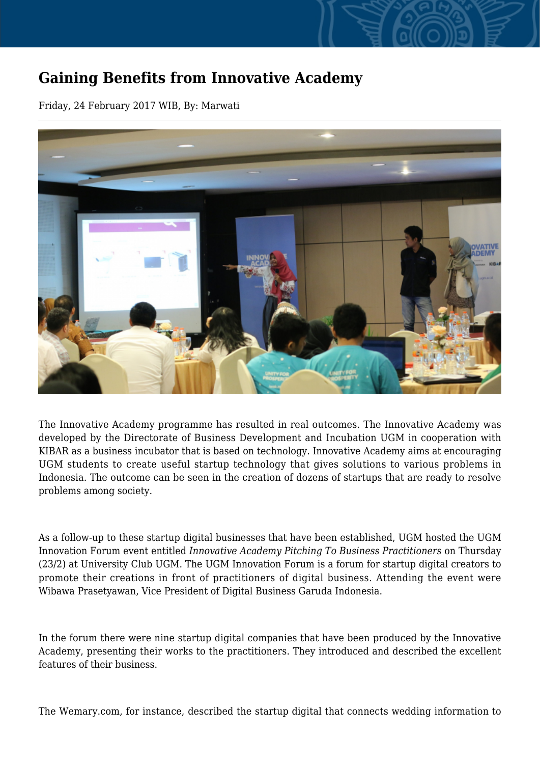# Gaining Benefits from Innovative Academy

Friday, 24 February 2017 WIB, By: Marwati

The Innovative Academy programme has resulted in real outcomes. The Innovative Academy was developed by the Directorate of Business Development and Incubation UGM in cooperation with KIBAR as a business incubator that is based on technology. Innovative Academy aims at encouraging UGM students to create useful startup technology that gives solutions to various problems in Indonesia. The outcome can be seen in the creation of dozens of startups that are ready to resolve problems among society.

As a follow-up to these startup digital businesses that have been established, UGM hosted the UGM Innovation Forum event entitled *Innovative Academy Pitching To Business Practitioners* on Thursday (23/2) at University Club UGM. The UGM Innovation Forum is a forum for startup digital creators to promote their creations in front of practitioners of digital business. Attending the event were Wibawa Prasetyawan, Vice President of Digital Business Garuda Indonesia.

In the forum there were nine startup digital companies that have been produced by the Innovative Academy, presenting their works to the practitioners. They introduced and described the excellent features of their business.

The Wemary.com, for instance, described the startup digital that connects wedding information to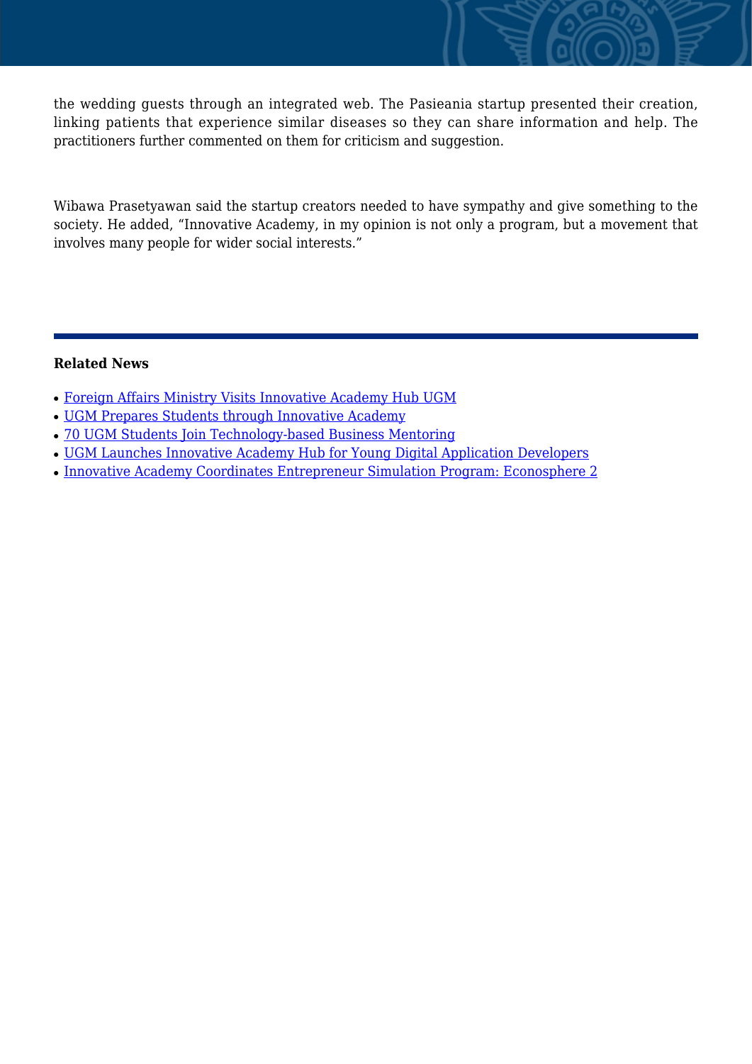the wedding guests through an integrated web. The Pasieania startup presented their creation, linking patients that experience similar diseases so they can share information and help. The practitioners further commented on them for criticism and suggestion.

Wibawa Prasetyawan said the startup creators needed to have sympathy and give something to the society. He added, "Innovative Academy, in my opinion is not only a program, but a movement that involves many people for wider social interests."

---

**Related News**

- Foreign Affairs Ministry Visits Innovative Academy Hub UGM
- UGM Prepares Students through Innovative Academy
- 70 UGM Students Join Technology-based Business Mentoring
- UGM Launches Innovative Academy Hub for Young Digital Application Developers
- Innovative Academy Coordinates Entrepreneur Simulation Program: Econosphere 2